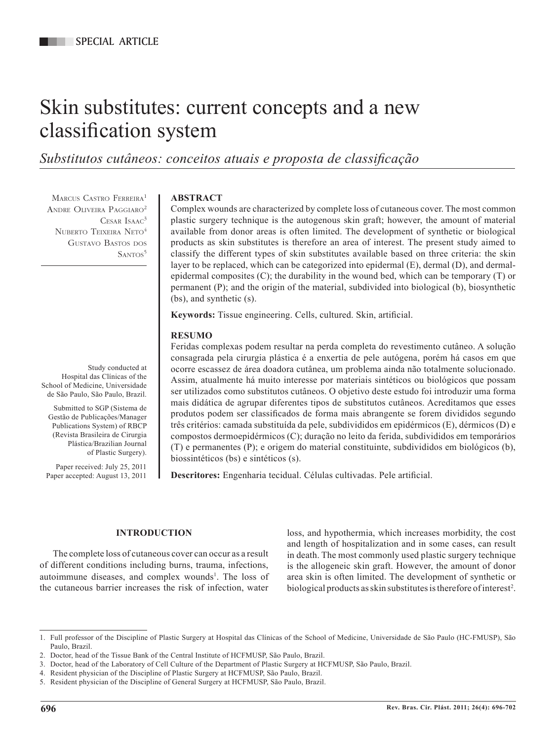SPECIAL ARTICLE

# Skin substitutes: current concepts and a new classification system

*Substitutos cutâneos: conceitos atuais e proposta de classificação*

Marcus Castro Ferreira[1]
Andre Oliveira Paggiaro[2]
Cesar Isaac[3]
Nuberto Teixeira Neto[4]
Gustavo Bastos dos Santos[5]

Study conducted at Hospital das Clínicas of the School of Medicine, Universidade de São Paulo, São Paulo, Brazil.

Submitted to SGP (Sistema de Gestão de Publicações/Manager Publications System) of RBCP (Revista Brasileira de Cirurgia Plástica/Brazilian Journal of Plastic Surgery).

Paper received: July 25, 2011
Paper accepted: August 13, 2011

## ABSTRACT

Complex wounds are characterized by complete loss of cutaneous cover. The most common plastic surgery technique is the autogenous skin graft; however, the amount of material available from donor areas is often limited. The development of synthetic or biological products as skin substitutes is therefore an area of interest. The present study aimed to classify the different types of skin substitutes available based on three criteria: the skin layer to be replaced, which can be categorized into epidermal (E), dermal (D), and dermal-epidermal composites (C); the durability in the wound bed, which can be temporary (T) or permanent (P); and the origin of the material, subdivided into biological (b), biosynthetic (bs), and synthetic (s).

**Keywords:** Tissue engineering. Cells, cultured. Skin, artificial.

## RESUMO

Feridas complexas podem resultar na perda completa do revestimento cutâneo. A solução consagrada pela cirurgia plástica é a enxertia de pele autógena, porém há casos em que ocorre escassez de área doadora cutânea, um problema ainda não totalmente solucionado. Assim, atualmente há muito interesse por materiais sintéticos ou biológicos que possam ser utilizados como substitutos cutâneos. O objetivo deste estudo foi introduzir uma forma mais didática de agrupar diferentes tipos de substitutos cutâneos. Acreditamos que esses produtos podem ser classificados de forma mais abrangente se forem divididos segundo três critérios: camada substituída da pele, subdivididos em epidérmicos (E), dérmicos (D) e compostos dermoepidérmicos (C); duração no leito da ferida, subdivididos em temporários (T) e permanentes (P); e origem do material constituinte, subdivididos em biológicos (b), biossintéticos (bs) e sintéticos (s).

**Descritores:** Engenharia tecidual. Células cultivadas. Pele artificial.

## INTRODUCTION

The complete loss of cutaneous cover can occur as a result of different conditions including burns, trauma, infections, autoimmune diseases, and complex wounds[1]. The loss of the cutaneous barrier increases the risk of infection, water loss, and hypothermia, which increases morbidity, the cost and length of hospitalization and in some cases, can result in death. The most commonly used plastic surgery technique is the allogeneic skin graft. However, the amount of donor area skin is often limited. The development of synthetic or biological products as skin substitutes is therefore of interest[2].

1. Full professor of the Discipline of Plastic Surgery at Hospital das Clínicas of the School of Medicine, Universidade de São Paulo (HC-FMUSP), São Paulo, Brazil.
2. Doctor, head of the Tissue Bank of the Central Institute of HCFMUSP, São Paulo, Brazil.
3. Doctor, head of the Laboratory of Cell Culture of the Department of Plastic Surgery at HCFMUSP, São Paulo, Brazil.
4. Resident physician of the Discipline of Plastic Surgery at HCFMUSP, São Paulo, Brazil.
5. Resident physician of the Discipline of General Surgery at HCFMUSP, São Paulo, Brazil.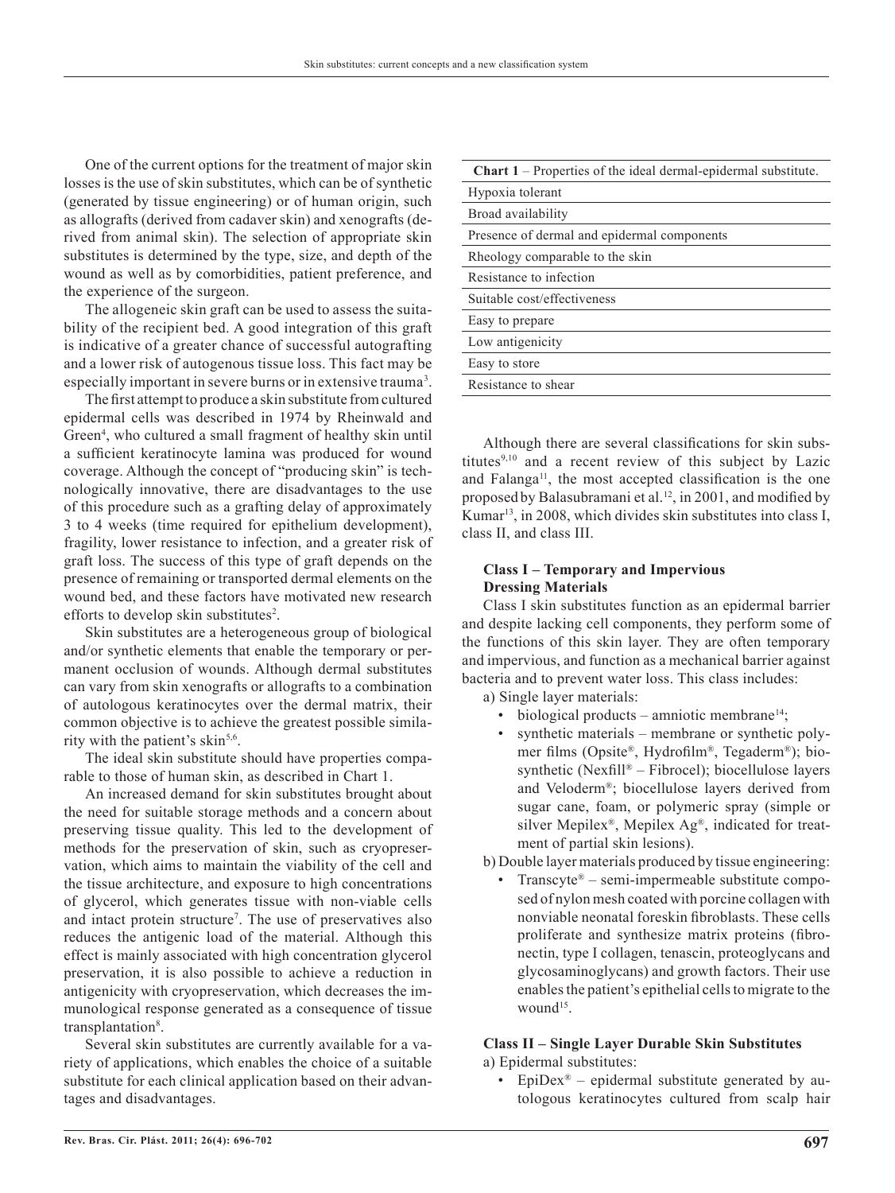One of the current options for the treatment of major skin losses is the use of skin substitutes, which can be of synthetic (generated by tissue engineering) or of human origin, such as allografts (derived from cadaver skin) and xenografts (derived from animal skin). The selection of appropriate skin substitutes is determined by the type, size, and depth of the wound as well as by comorbidities, patient preference, and the experience of the surgeon.

The allogeneic skin graft can be used to assess the suitability of the recipient bed. A good integration of this graft is indicative of a greater chance of successful autografting and a lower risk of autogenous tissue loss. This fact may be especially important in severe burns or in extensive trauma[3].

The first attempt to produce a skin substitute from cultured epidermal cells was described in 1974 by Rheinwald and Green[4], who cultured a small fragment of healthy skin until a sufficient keratinocyte lamina was produced for wound coverage. Although the concept of "producing skin" is technologically innovative, there are disadvantages to the use of this procedure such as a grafting delay of approximately 3 to 4 weeks (time required for epithelium development), fragility, lower resistance to infection, and a greater risk of graft loss. The success of this type of graft depends on the presence of remaining or transported dermal elements on the wound bed, and these factors have motivated new research efforts to develop skin substitutes[2].

Skin substitutes are a heterogeneous group of biological and/or synthetic elements that enable the temporary or permanent occlusion of wounds. Although dermal substitutes can vary from skin xenografts or allografts to a combination of autologous keratinocytes over the dermal matrix, their common objective is to achieve the greatest possible similarity with the patient's skin[5,6].

The ideal skin substitute should have properties comparable to those of human skin, as described in Chart 1.

An increased demand for skin substitutes brought about the need for suitable storage methods and a concern about preserving tissue quality. This led to the development of methods for the preservation of skin, such as cryopreservation, which aims to maintain the viability of the cell and the tissue architecture, and exposure to high concentrations of glycerol, which generates tissue with non-viable cells and intact protein structure[7]. The use of preservatives also reduces the antigenic load of the material. Although this effect is mainly associated with high concentration glycerol preservation, it is also possible to achieve a reduction in antigenicity with cryopreservation, which decreases the immunological response generated as a consequence of tissue transplantation[8].

Several skin substitutes are currently available for a variety of applications, which enables the choice of a suitable substitute for each clinical application based on their advantages and disadvantages.

| **Chart 1** – Properties of the ideal dermal-epidermal substitute. |
|---|
| Hypoxia tolerant |
| Broad availability |
| Presence of dermal and epidermal components |
| Rheology comparable to the skin |
| Resistance to infection |
| Suitable cost/effectiveness |
| Easy to prepare |
| Low antigenicity |
| Easy to store |
| Resistance to shear |

Although there are several classifications for skin substitutes[9,10] and a recent review of this subject by Lazic and Falanga[11], the most accepted classification is the one proposed by Balasubramani et al.[12], in 2001, and modified by Kumar[13], in 2008, which divides skin substitutes into class I, class II, and class III.

**Class I – Temporary and Impervious Dressing Materials**

Class I skin substitutes function as an epidermal barrier and despite lacking cell components, they perform some of the functions of this skin layer. They are often temporary and impervious, and function as a mechanical barrier against bacteria and to prevent water loss. This class includes:

a) Single layer materials:

- biological products – amniotic membrane[14];
- synthetic materials – membrane or synthetic polymer films (Opsite®, Hydrofilm®, Tegaderm®); biosynthetic (Nexfill® – Fibrocel); biocellulose layers and Veloderm®; biocellulose layers derived from sugar cane, foam, or polymeric spray (simple or silver Mepilex®, Mepilex Ag®, indicated for treatment of partial skin lesions).

b) Double layer materials produced by tissue engineering:

- Transcyte® – semi-impermeable substitute composed of nylon mesh coated with porcine collagen with nonviable neonatal foreskin fibroblasts. These cells proliferate and synthesize matrix proteins (fibronectin, type I collagen, tenascin, proteoglycans and glycosaminoglycans) and growth factors. Their use enables the patient's epithelial cells to migrate to the wound[15].

**Class II – Single Layer Durable Skin Substitutes**

a) Epidermal substitutes:

- EpiDex® – epidermal substitute generated by autologous keratinocytes cultured from scalp hair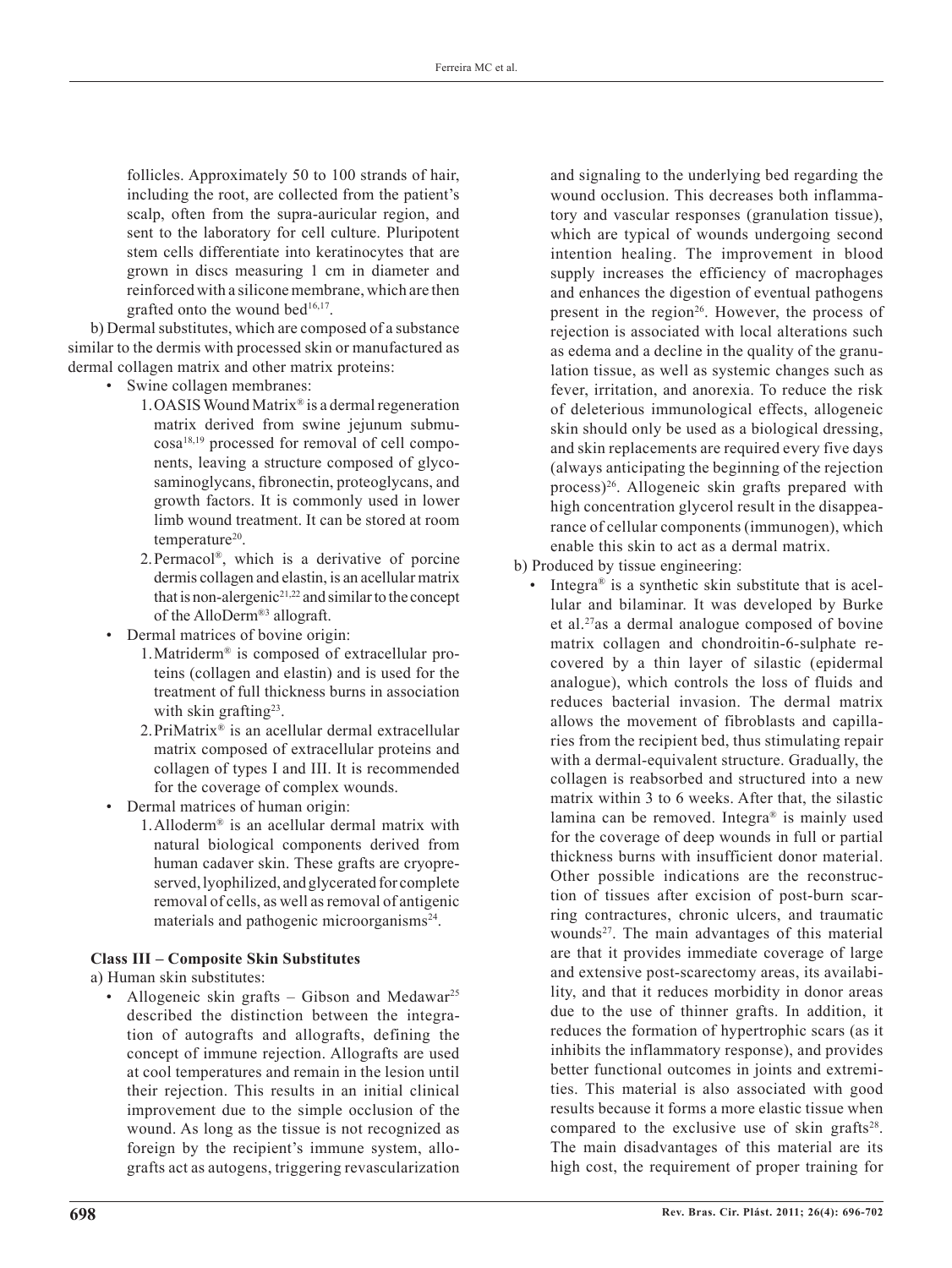follicles. Approximately 50 to 100 strands of hair, including the root, are collected from the patient's scalp, often from the supra-auricular region, and sent to the laboratory for cell culture. Pluripotent stem cells differentiate into keratinocytes that are grown in discs measuring 1 cm in diameter and reinforced with a silicone membrane, which are then grafted onto the wound bed[16,17].

b) Dermal substitutes, which are composed of a substance similar to the dermis with processed skin or manufactured as dermal collagen matrix and other matrix proteins:

- Swine collagen membranes:
  1. OASIS Wound Matrix® is a dermal regeneration matrix derived from swine jejunum submucosa[18,19] processed for removal of cell components, leaving a structure composed of glycosaminoglycans, fibronectin, proteoglycans, and growth factors. It is commonly used in lower limb wound treatment. It can be stored at room temperature[20].
  2. Permacol®, which is a derivative of porcine dermis collagen and elastin, is an acellular matrix that is non-alergenic[21,22] and similar to the concept of the AlloDerm®3 allograft.
- Dermal matrices of bovine origin:
  1. Matriderm® is composed of extracellular proteins (collagen and elastin) and is used for the treatment of full thickness burns in association with skin grafting[23].
  2. PriMatrix® is an acellular dermal extracellular matrix composed of extracellular proteins and collagen of types I and III. It is recommended for the coverage of complex wounds.
- Dermal matrices of human origin:
  1. Alloderm® is an acellular dermal matrix with natural biological components derived from human cadaver skin. These grafts are cryopreserved, lyophilized, and glycerated for complete removal of cells, as well as removal of antigenic materials and pathogenic microorganisms[24].

**Class III – Composite Skin Substitutes**

a) Human skin substitutes:

- Allogeneic skin grafts – Gibson and Medawar[25] described the distinction between the integration of autografts and allografts, defining the concept of immune rejection. Allografts are used at cool temperatures and remain in the lesion until their rejection. This results in an initial clinical improvement due to the simple occlusion of the wound. As long as the tissue is not recognized as foreign by the recipient's immune system, allografts act as autogens, triggering revascularization and signaling to the underlying bed regarding the wound occlusion. This decreases both inflammatory and vascular responses (granulation tissue), which are typical of wounds undergoing second intention healing. The improvement in blood supply increases the efficiency of macrophages and enhances the digestion of eventual pathogens present in the region[26]. However, the process of rejection is associated with local alterations such as edema and a decline in the quality of the granulation tissue, as well as systemic changes such as fever, irritation, and anorexia. To reduce the risk of deleterious immunological effects, allogeneic skin should only be used as a biological dressing, and skin replacements are required every five days (always anticipating the beginning of the rejection process)[26]. Allogeneic skin grafts prepared with high concentration glycerol result in the disappearance of cellular components (immunogen), which enable this skin to act as a dermal matrix.

b) Produced by tissue engineering:

- Integra® is a synthetic skin substitute that is acellular and bilaminar. It was developed by Burke et al.[27]as a dermal analogue composed of bovine matrix collagen and chondroitin-6-sulphate recovered by a thin layer of silastic (epidermal analogue), which controls the loss of fluids and reduces bacterial invasion. The dermal matrix allows the movement of fibroblasts and capillaries from the recipient bed, thus stimulating repair with a dermal-equivalent structure. Gradually, the collagen is reabsorbed and structured into a new matrix within 3 to 6 weeks. After that, the silastic lamina can be removed. Integra® is mainly used for the coverage of deep wounds in full or partial thickness burns with insufficient donor material. Other possible indications are the reconstruction of tissues after excision of post-burn scarring contractures, chronic ulcers, and traumatic wounds[27]. The main advantages of this material are that it provides immediate coverage of large and extensive post-scarectomy areas, its availability, and that it reduces morbidity in donor areas due to the use of thinner grafts. In addition, it reduces the formation of hypertrophic scars (as it inhibits the inflammatory response), and provides better functional outcomes in joints and extremities. This material is also associated with good results because it forms a more elastic tissue when compared to the exclusive use of skin grafts[28]. The main disadvantages of this material are its high cost, the requirement of proper training for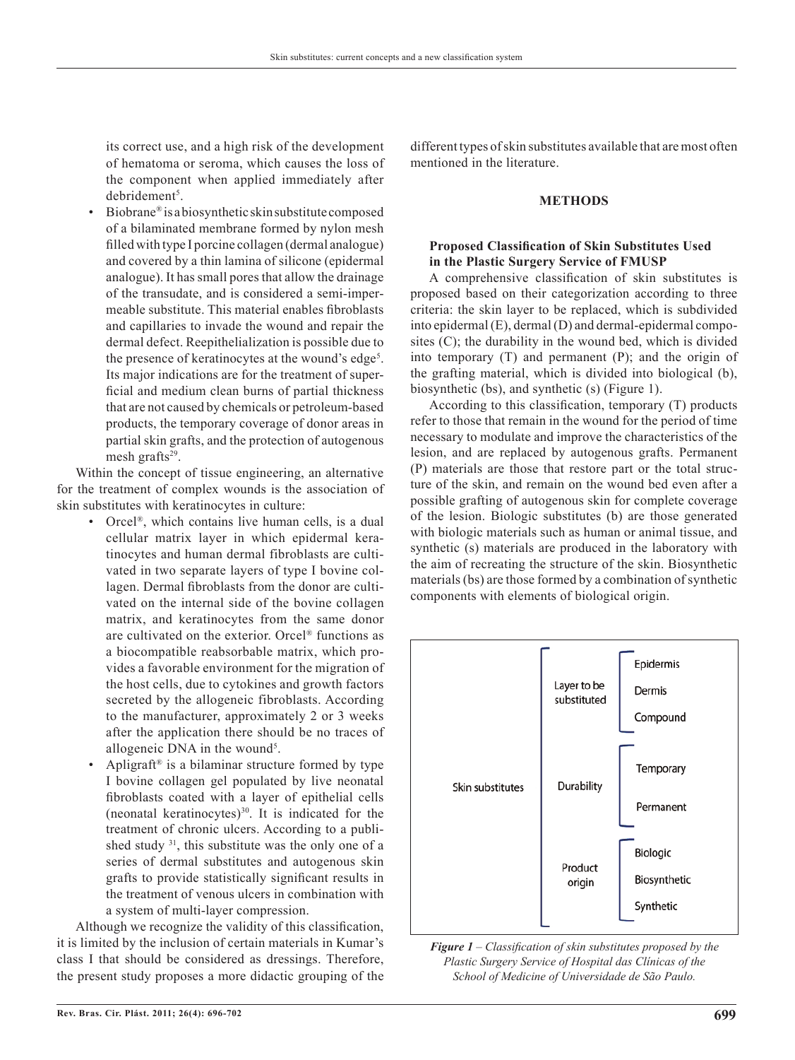its correct use, and a high risk of the development of hematoma or seroma, which causes the loss of the component when applied immediately after debridement[5].

- Biobrane® is a biosynthetic skin substitute composed of a bilaminated membrane formed by nylon mesh filled with type I porcine collagen (dermal analogue) and covered by a thin lamina of silicone (epidermal analogue). It has small pores that allow the drainage of the transudate, and is considered a semi-impermeable substitute. This material enables fibroblasts and capillaries to invade the wound and repair the dermal defect. Reepithelialization is possible due to the presence of keratinocytes at the wound's edge[5]. Its major indications are for the treatment of superficial and medium clean burns of partial thickness that are not caused by chemicals or petroleum-based products, the temporary coverage of donor areas in partial skin grafts, and the protection of autogenous mesh grafts[29].

Within the concept of tissue engineering, an alternative for the treatment of complex wounds is the association of skin substitutes with keratinocytes in culture:

- Orcel®, which contains live human cells, is a dual cellular matrix layer in which epidermal keratinocytes and human dermal fibroblasts are cultivated in two separate layers of type I bovine collagen. Dermal fibroblasts from the donor are cultivated on the internal side of the bovine collagen matrix, and keratinocytes from the same donor are cultivated on the exterior. Orcel® functions as a biocompatible reabsorbable matrix, which provides a favorable environment for the migration of the host cells, due to cytokines and growth factors secreted by the allogeneic fibroblasts. According to the manufacturer, approximately 2 or 3 weeks after the application there should be no traces of allogeneic DNA in the wound[5].
- Apligraft® is a bilaminar structure formed by type I bovine collagen gel populated by live neonatal fibroblasts coated with a layer of epithelial cells (neonatal keratinocytes)[30]. It is indicated for the treatment of chronic ulcers. According to a published study [31], this substitute was the only one of a series of dermal substitutes and autogenous skin grafts to provide statistically significant results in the treatment of venous ulcers in combination with a system of multi-layer compression.

Although we recognize the validity of this classification, it is limited by the inclusion of certain materials in Kumar's class I that should be considered as dressings. Therefore, the present study proposes a more didactic grouping of the different types of skin substitutes available that are most often mentioned in the literature.

## METHODS

### Proposed Classification of Skin Substitutes Used in the Plastic Surgery Service of FMUSP

A comprehensive classification of skin substitutes is proposed based on their categorization according to three criteria: the skin layer to be replaced, which is subdivided into epidermal (E), dermal (D) and dermal-epidermal composites (C); the durability in the wound bed, which is divided into temporary (T) and permanent (P); and the origin of the grafting material, which is divided into biological (b), biosynthetic (bs), and synthetic (s) (Figure 1).

According to this classification, temporary (T) products refer to those that remain in the wound for the period of time necessary to modulate and improve the characteristics of the lesion, and are replaced by autogenous grafts. Permanent (P) materials are those that restore part or the total structure of the skin, and remain on the wound bed even after a possible grafting of autogenous skin for complete coverage of the lesion. Biologic substitutes (b) are those generated with biologic materials such as human or animal tissue, and synthetic (s) materials are produced in the laboratory with the aim of recreating the structure of the skin. Biosynthetic materials (bs) are those formed by a combination of synthetic components with elements of biological origin.

- Skin substitutes
  - Layer to be substituted
    - Epidermis
    - Dermis
    - Compound
  - Durability
    - Temporary
    - Permanent
  - Product origin
    - Biologic
    - Biosynthetic
    - Synthetic

***Figure 1** – Classification of skin substitutes proposed by the Plastic Surgery Service of Hospital das Clínicas of the School of Medicine of Universidade de São Paulo.*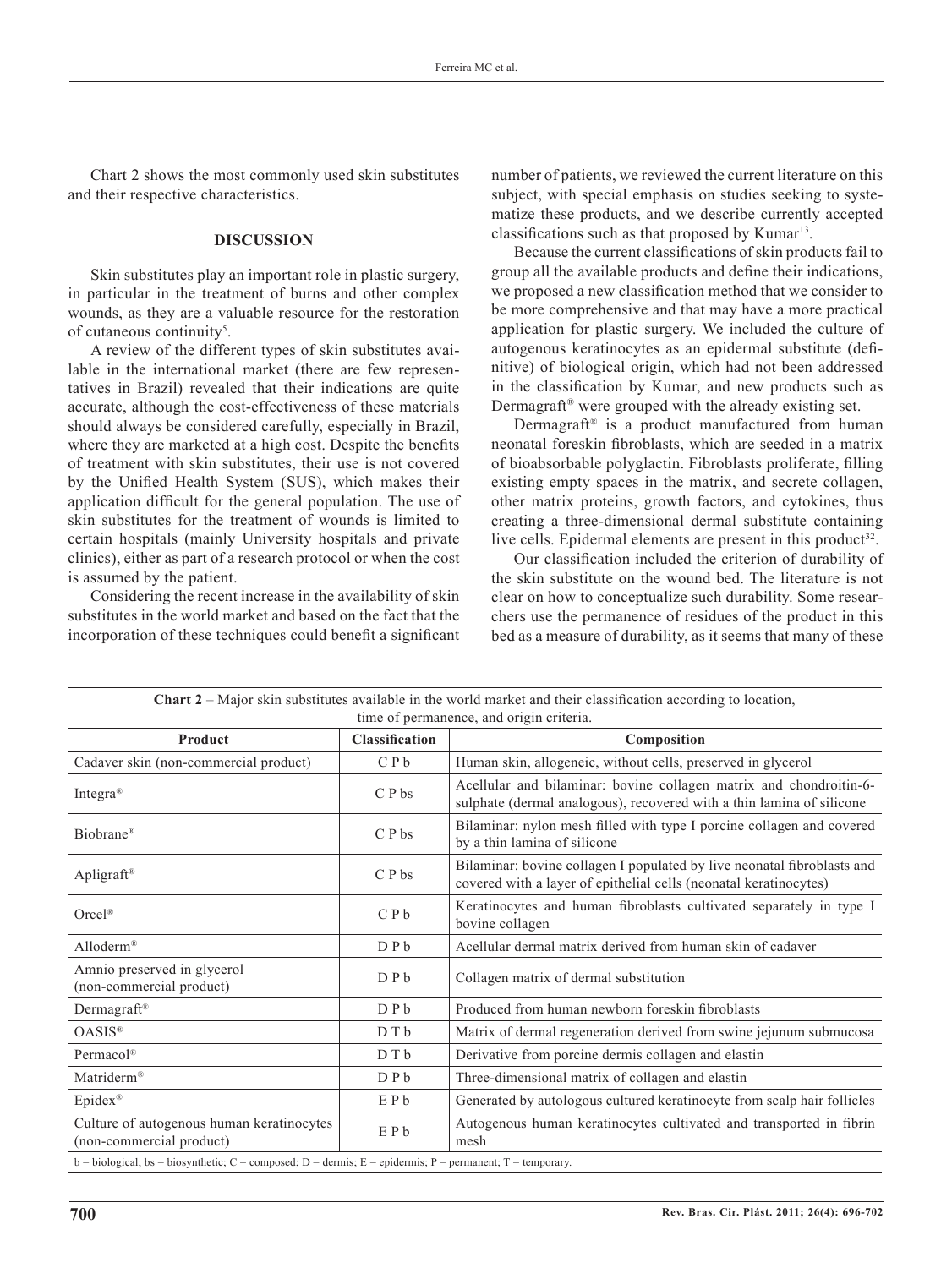Chart 2 shows the most commonly used skin substitutes and their respective characteristics.

## DISCUSSION

Skin substitutes play an important role in plastic surgery, in particular in the treatment of burns and other complex wounds, as they are a valuable resource for the restoration of cutaneous continuity[5].

A review of the different types of skin substitutes available in the international market (there are few representatives in Brazil) revealed that their indications are quite accurate, although the cost-effectiveness of these materials should always be considered carefully, especially in Brazil, where they are marketed at a high cost. Despite the benefits of treatment with skin substitutes, their use is not covered by the Unified Health System (SUS), which makes their application difficult for the general population. The use of skin substitutes for the treatment of wounds is limited to certain hospitals (mainly University hospitals and private clinics), either as part of a research protocol or when the cost is assumed by the patient.

Considering the recent increase in the availability of skin substitutes in the world market and based on the fact that the incorporation of these techniques could benefit a significant number of patients, we reviewed the current literature on this subject, with special emphasis on studies seeking to systematize these products, and we describe currently accepted classifications such as that proposed by Kumar[13].

Because the current classifications of skin products fail to group all the available products and define their indications, we proposed a new classification method that we consider to be more comprehensive and that may have a more practical application for plastic surgery. We included the culture of autogenous keratinocytes as an epidermal substitute (definitive) of biological origin, which had not been addressed in the classification by Kumar, and new products such as Dermagraft® were grouped with the already existing set.

Dermagraft® is a product manufactured from human neonatal foreskin fibroblasts, which are seeded in a matrix of bioabsorbable polyglactin. Fibroblasts proliferate, filling existing empty spaces in the matrix, and secrete collagen, other matrix proteins, growth factors, and cytokines, thus creating a three-dimensional dermal substitute containing live cells. Epidermal elements are present in this product[32].

Our classification included the criterion of durability of the skin substitute on the wound bed. The literature is not clear on how to conceptualize such durability. Some researchers use the permanence of residues of the product in this bed as a measure of durability, as it seems that many of these

**Chart 2** – Major skin substitutes available in the world market and their classification according to location, time of permanence, and origin criteria.

| Product | Classification | Composition |
|---|---|---|
| Cadaver skin (non-commercial product) | C P b | Human skin, allogeneic, without cells, preserved in glycerol |
| Integra® | C P bs | Acellular and bilaminar: bovine collagen matrix and chondroitin-6-sulphate (dermal analogous), recovered with a thin lamina of silicone |
| Biobrane® | C P bs | Bilaminar: nylon mesh filled with type I porcine collagen and covered by a thin lamina of silicone |
| Apligraft® | C P bs | Bilaminar: bovine collagen I populated by live neonatal fibroblasts and covered with a layer of epithelial cells (neonatal keratinocytes) |
| Orcel® | C P b | Keratinocytes and human fibroblasts cultivated separately in type I bovine collagen |
| Alloderm® | D P b | Acellular dermal matrix derived from human skin of cadaver |
| Amnio preserved in glycerol (non-commercial product) | D P b | Collagen matrix of dermal substitution |
| Dermagraft® | D P b | Produced from human newborn foreskin fibroblasts |
| OASIS® | D T b | Matrix of dermal regeneration derived from swine jejunum submucosa |
| Permacol® | D T b | Derivative from porcine dermis collagen and elastin |
| Matriderm® | D P b | Three-dimensional matrix of collagen and elastin |
| Epidex® | E P b | Generated by autologous cultured keratinocyte from scalp hair follicles |
| Culture of autogenous human keratinocytes (non-commercial product) | E P b | Autogenous human keratinocytes cultivated and transported in fibrin mesh |

b = biological; bs = biosynthetic; C = composed; D = dermis; E = epidermis; P = permanent; T = temporary.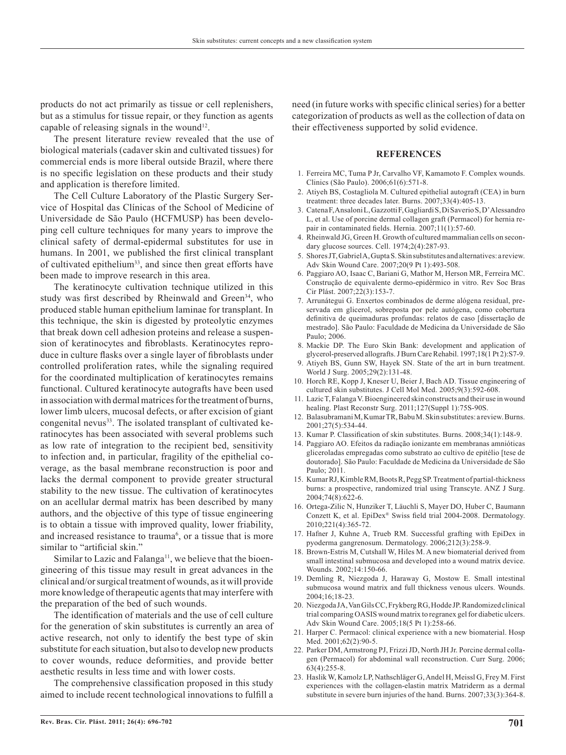products do not act primarily as tissue or cell replenishers, but as a stimulus for tissue repair, or they function as agents capable of releasing signals in the wound[12].

The present literature review revealed that the use of biological materials (cadaver skin and cultivated tissues) for commercial ends is more liberal outside Brazil, where there is no specific legislation on these products and their study and application is therefore limited.

The Cell Culture Laboratory of the Plastic Surgery Service of Hospital das Clínicas of the School of Medicine of Universidade de São Paulo (HCFMUSP) has been developing cell culture techniques for many years to improve the clinical safety of dermal-epidermal substitutes for use in humans. In 2001, we published the first clinical transplant of cultivated epithelium[33], and since then great efforts have been made to improve research in this area.

The keratinocyte cultivation technique utilized in this study was first described by Rheinwald and Green[34], who produced stable human epithelium laminae for transplant. In this technique, the skin is digested by proteolytic enzymes that break down cell adhesion proteins and release a suspension of keratinocytes and fibroblasts. Keratinocytes reproduce in culture flasks over a single layer of fibroblasts under controlled proliferation rates, while the signaling required for the coordinated multiplication of keratinocytes remains functional. Cultured keratinocyte autografts have been used in association with dermal matrices for the treatment of burns, lower limb ulcers, mucosal defects, or after excision of giant congenital nevus[33]. The isolated transplant of cultivated keratinocytes has been associated with several problems such as low rate of integration to the recipient bed, sensitivity to infection and, in particular, fragility of the epithelial coverage, as the basal membrane reconstruction is poor and lacks the dermal component to provide greater structural stability to the new tissue. The cultivation of keratinocytes on an acellular dermal matrix has been described by many authors, and the objective of this type of tissue engineering is to obtain a tissue with improved quality, lower friability, and increased resistance to trauma[6], or a tissue that is more similar to "artificial skin."

Similar to Lazic and Falanga[11], we believe that the bioengineering of this tissue may result in great advances in the clinical and/or surgical treatment of wounds, as it will provide more knowledge of therapeutic agents that may interfere with the preparation of the bed of such wounds.

The identification of materials and the use of cell culture for the generation of skin substitutes is currently an area of active research, not only to identify the best type of skin substitute for each situation, but also to develop new products to cover wounds, reduce deformities, and provide better aesthetic results in less time and with lower costs.

The comprehensive classification proposed in this study aimed to include recent technological innovations to fulfill a need (in future works with specific clinical series) for a better categorization of products as well as the collection of data on their effectiveness supported by solid evidence.

## REFERENCES

1. Ferreira MC, Tuma P Jr, Carvalho VF, Kamamoto F. Complex wounds. Clinics (São Paulo). 2006;61(6):571-8.
2. Atiyeh BS, Costagliola M. Cultured epithelial autograft (CEA) in burn treatment: three decades later. Burns. 2007;33(4):405-13.
3. Catena F, Ansaloni L, Gazzotti F, Gagliardi S, Di Saverio S, D'Alessandro L, et al. Use of porcine dermal collagen graft (Permacol) for hernia repair in contaminated fields. Hernia. 2007;11(1):57-60.
4. Rheinwald JG, Green H. Growth of cultured mammalian cells on secondary glucose sources. Cell. 1974;2(4):287-93.
5. Shores JT, Gabriel A, Gupta S. Skin substitutes and alternatives: a review. Adv Skin Wound Care. 2007;20(9 Pt 1):493-508.
6. Paggiaro AO, Isaac C, Bariani G, Mathor M, Herson MR, Ferreira MC. Construção de equivalente dermo-epidérmico in vitro. Rev Soc Bras Cir Plást. 2007;22(3):153-7.
7. Arrunátegui G. Enxertos combinados de derme alógena residual, preservada em glicerol, sobreposta por pele autógena, como cobertura definitiva de queimaduras profundas: relatos de caso [dissertação de mestrado]. São Paulo: Faculdade de Medicina da Universidade de São Paulo; 2006.
8. Mackie DP. The Euro Skin Bank: development and application of glycerol-preserved allografts. J Burn Care Rehabil. 1997;18(1 Pt 2):S7-9.
9. Atiyeh BS, Gunn SW, Hayek SN. State of the art in burn treatment. World J Surg. 2005;29(2):131-48.
10. Horch RE, Kopp J, Kneser U, Beier J, Bach AD. Tissue engineering of cultured skin substitutes. J Cell Mol Med. 2005;9(3):592-608.
11. Lazic T, Falanga V. Bioengineered skin constructs and their use in wound healing. Plast Reconstr Surg. 2011;127(Suppl 1):75S-90S.
12. Balasubramani M, Kumar TR, Babu M. Skin substitutes: a review. Burns. 2001;27(5):534-44.
13. Kumar P. Classification of skin substitutes. Burns. 2008;34(1):148-9.
14. Paggiaro AO. Efeitos da radiação ionizante em membranas amnióticas gliceroladas empregadas como substrato ao cultivo de epitélio [tese de doutorado]. São Paulo: Faculdade de Medicina da Universidade de São Paulo; 2011.
15. Kumar RJ, Kimble RM, Boots R, Pegg SP. Treatment of partial-thickness burns: a prospective, randomized trial using Transcyte. ANZ J Surg. 2004;74(8):622-6.
16. Ortega-Zilic N, Hunziker T, Läuchli S, Mayer DO, Huber C, Baumann Conzett K, et al. EpiDex® Swiss field trial 2004-2008. Dermatology. 2010;221(4):365-72.
17. Hafner J, Kuhne A, Trueb RM. Successful grafting with EpiDex in pyoderma gangrenosum. Dermatology. 2006;212(3):258-9.
18. Brown-Estris M, Cutshall W, Hiles M. A new biomaterial derived from small intestinal submucosa and developed into a wound matrix device. Wounds. 2002;14:150-66.
19. Demling R, Niezgoda J, Haraway G, Mostow E. Small intestinal submucosa wound matrix and full thickness venous ulcers. Wounds. 2004;16;18-23.
20. Niezgoda JA, Van Gils CC, Frykberg RG, Hodde JP. Randomized clinical trial comparing OASIS wound matrix to regranex gel for diabetic ulcers. Adv Skin Wound Care. 2005;18(5 Pt 1):258-66.
21. Harper C. Permacol: clinical experience with a new biomaterial. Hosp Med. 2001;62(2):90-5.
22. Parker DM, Armstrong PJ, Frizzi JD, North JH Jr. Porcine dermal collagen (Permacol) for abdominal wall reconstruction. Curr Surg. 2006;63(4):255-8.
23. Haslik W, Kamolz LP, Nathschläger G, Andel H, Meissl G, Frey M. First experiences with the collagen-elastin matrix Matriderm as a dermal substitute in severe burn injuries of the hand. Burns. 2007;33(3):364-8.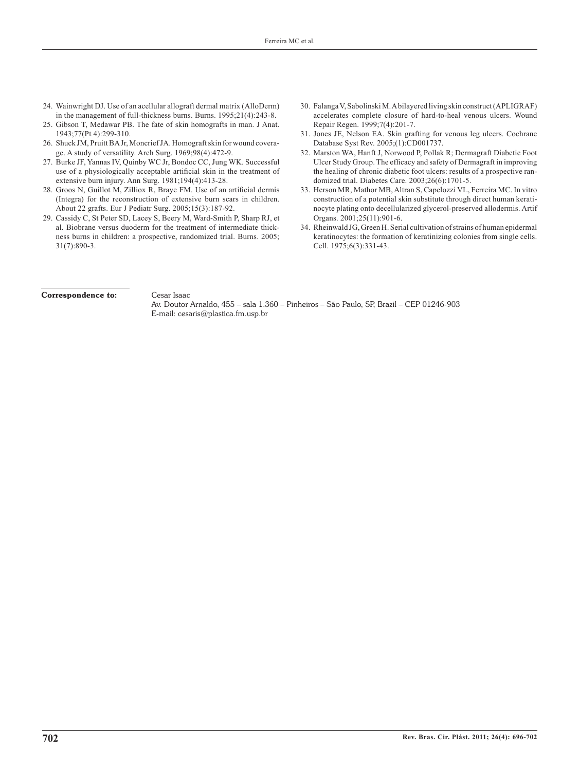24. Wainwright DJ. Use of an acellular allograft dermal matrix (AlloDerm) in the management of full-thickness burns. Burns. 1995;21(4):243-8.
25. Gibson T, Medawar PB. The fate of skin homografts in man. J Anat. 1943;77(Pt 4):299-310.
26. Shuck JM, Pruitt BA Jr, Moncrief JA. Homograft skin for wound coverage. A study of versatility. Arch Surg. 1969;98(4):472-9.
27. Burke JF, Yannas IV, Quinby WC Jr, Bondoc CC, Jung WK. Successful use of a physiologically acceptable artificial skin in the treatment of extensive burn injury. Ann Surg. 1981;194(4):413-28.
28. Groos N, Guillot M, Zilliox R, Braye FM. Use of an artificial dermis (Integra) for the reconstruction of extensive burn scars in children. About 22 grafts. Eur J Pediatr Surg. 2005;15(3):187-92.
29. Cassidy C, St Peter SD, Lacey S, Beery M, Ward-Smith P, Sharp RJ, et al. Biobrane versus duoderm for the treatment of intermediate thickness burns in children: a prospective, randomized trial. Burns. 2005; 31(7):890-3.
30. Falanga V, Sabolinski M. A bilayered living skin construct (APLIGRAF) accelerates complete closure of hard-to-heal venous ulcers. Wound Repair Regen. 1999;7(4):201-7.
31. Jones JE, Nelson EA. Skin grafting for venous leg ulcers. Cochrane Database Syst Rev. 2005;(1):CD001737.
32. Marston WA, Hanft J, Norwood P, Pollak R; Dermagraft Diabetic Foot Ulcer Study Group. The efficacy and safety of Dermagraft in improving the healing of chronic diabetic foot ulcers: results of a prospective randomized trial. Diabetes Care. 2003;26(6):1701-5.
33. Herson MR, Mathor MB, Altran S, Capelozzi VL, Ferreira MC. In vitro construction of a potential skin substitute through direct human keratinocyte plating onto decellularized glycerol-preserved allodermis. Artif Organs. 2001;25(11):901-6.
34. Rheinwald JG, Green H. Serial cultivation of strains of human epidermal keratinocytes: the formation of keratinizing colonies from single cells. Cell. 1975;6(3):331-43.

**Correspondence to:** Cesar Isaac
Av. Doutor Arnaldo, 455 – sala 1.360 – Pinheiros – São Paulo, SP, Brazil – CEP 01246-903
E-mail: cesaris@plastica.fm.usp.br